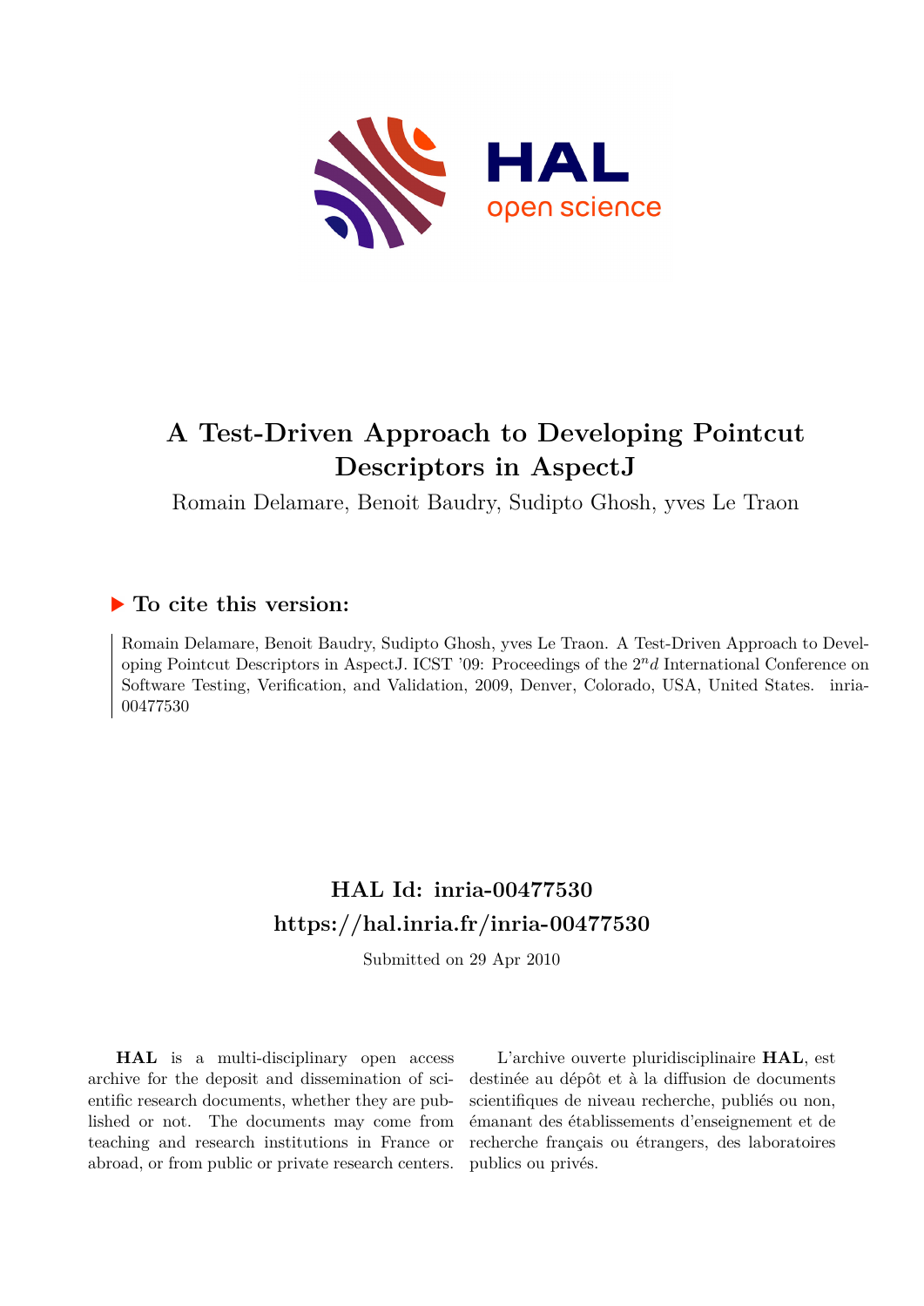# A Test-Driven Approach to Developing Pointcut Descriptors in AspectJ

Romain Delamare, Benoit Baudry, Sudipto Ghosh, yves Le Traon

## ▶ To cite this version:

Romain Delamare, Benoit Baudry, Sudipto Ghosh, yves Le Traon. A Test-Driven Approach to Developing Pointcut Descriptors in AspectJ. ICST '09: Proceedings of the $2^nd$ International Conference on Software Testing, Verification, and Validation, 2009, Denver, Colorado, USA, United States. inria-00477530

## HAL Id: inria-00477530
## https://hal.inria.fr/inria-00477530

Submitted on 29 Apr 2010

**HAL** is a multi-disciplinary open access archive for the deposit and dissemination of scientific research documents, whether they are published or not. The documents may come from teaching and research institutions in France or abroad, or from public or private research centers.

L'archive ouverte pluridisciplinaire **HAL**, est destinée au dépôt et à la diffusion de documents scientifiques de niveau recherche, publiés ou non, émanant des établissements d'enseignement et de recherche français ou étrangers, des laboratoires publics ou privés.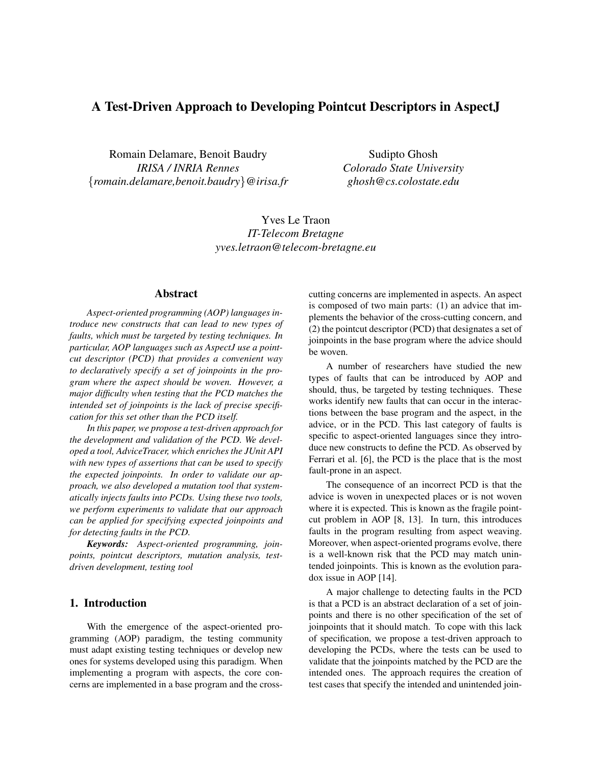# A Test-Driven Approach to Developing Pointcut Descriptors in AspectJ

Romain Delamare, Benoit Baudry
*IRISA / INRIA Rennes*
{*romain.delamare,benoit.baudry*}*@irisa.fr*

Sudipto Ghosh
*Colorado State University*
*ghosh@cs.colostate.edu*

Yves Le Traon
*IT-Telecom Bretagne*
*yves.letraon@telecom-bretagne.eu*

## Abstract

*Aspect-oriented programming (AOP) languages introduce new constructs that can lead to new types of faults, which must be targeted by testing techniques. In particular, AOP languages such as AspectJ use a pointcut descriptor (PCD) that provides a convenient way to declaratively specify a set of joinpoints in the program where the aspect should be woven. However, a major difficulty when testing that the PCD matches the intended set of joinpoints is the lack of precise specification for this set other than the PCD itself.*

*In this paper, we propose a test-driven approach for the development and validation of the PCD. We developed a tool, AdviceTracer, which enriches the JUnit API with new types of assertions that can be used to specify the expected joinpoints. In order to validate our approach, we also developed a mutation tool that systematically injects faults into PCDs. Using these two tools, we perform experiments to validate that our approach can be applied for specifying expected joinpoints and for detecting faults in the PCD.*

***Keywords:*** *Aspect-oriented programming, joinpoints, pointcut descriptors, mutation analysis, test-driven development, testing tool*

## 1. Introduction

With the emergence of the aspect-oriented programming (AOP) paradigm, the testing community must adapt existing testing techniques or develop new ones for systems developed using this paradigm. When implementing a program with aspects, the core concerns are implemented in a base program and the cross-cutting concerns are implemented in aspects. An aspect is composed of two main parts: (1) an advice that implements the behavior of the cross-cutting concern, and (2) the pointcut descriptor (PCD) that designates a set of joinpoints in the base program where the advice should be woven.

A number of researchers have studied the new types of faults that can be introduced by AOP and should, thus, be targeted by testing techniques. These works identify new faults that can occur in the interactions between the base program and the aspect, in the advice, or in the PCD. This last category of faults is specific to aspect-oriented languages since they introduce new constructs to define the PCD. As observed by Ferrari et al. [6], the PCD is the place that is the most fault-prone in an aspect.

The consequence of an incorrect PCD is that the advice is woven in unexpected places or is not woven where it is expected. This is known as the fragile pointcut problem in AOP [8, 13]. In turn, this introduces faults in the program resulting from aspect weaving. Moreover, when aspect-oriented programs evolve, there is a well-known risk that the PCD may match unintended joinpoints. This is known as the evolution paradox issue in AOP [14].

A major challenge to detecting faults in the PCD is that a PCD is an abstract declaration of a set of joinpoints and there is no other specification of the set of joinpoints that it should match. To cope with this lack of specification, we propose a test-driven approach to developing the PCDs, where the tests can be used to validate that the joinpoints matched by the PCD are the intended ones. The approach requires the creation of test cases that specify the intended and unintended join-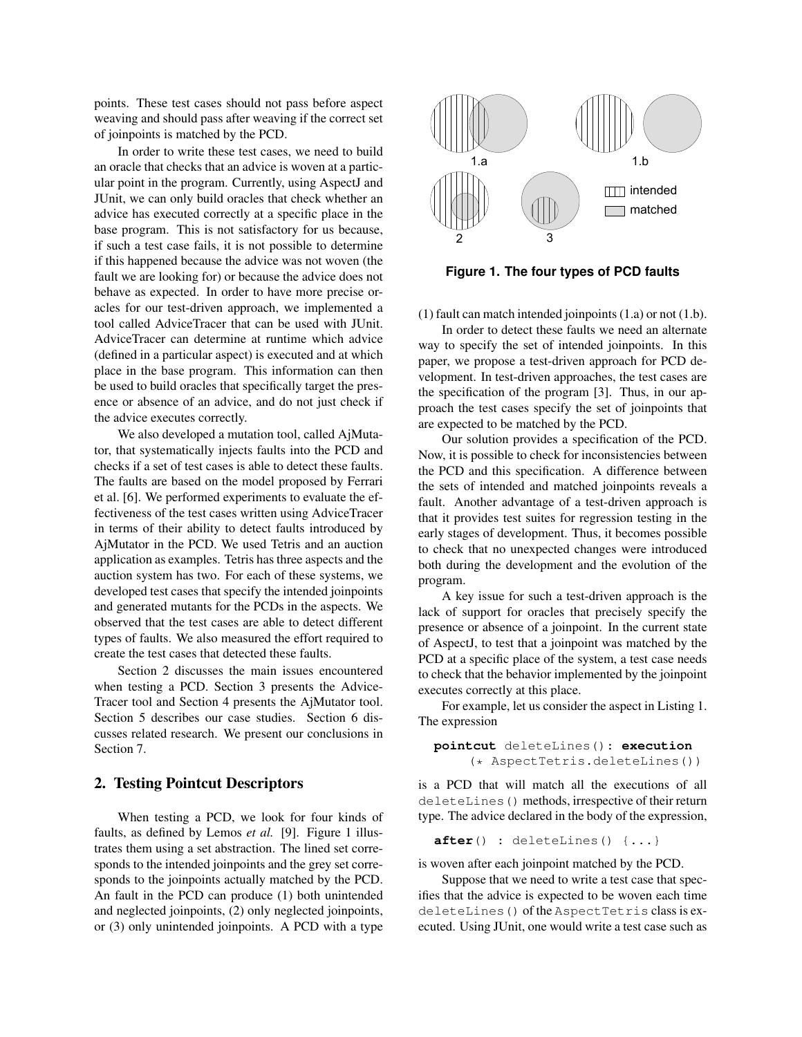points. These test cases should not pass before aspect weaving and should pass after weaving if the correct set of joinpoints is matched by the PCD.

In order to write these test cases, we need to build an oracle that checks that an advice is woven at a particular point in the program. Currently, using AspectJ and JUnit, we can only build oracles that check whether an advice has executed correctly at a specific place in the base program. This is not satisfactory for us because, if such a test case fails, it is not possible to determine if this happened because the advice was not woven (the fault we are looking for) or because the advice does not behave as expected. In order to have more precise oracles for our test-driven approach, we implemented a tool called AdviceTracer that can be used with JUnit. AdviceTracer can determine at runtime which advice (defined in a particular aspect) is executed and at which place in the base program. This information can then be used to build oracles that specifically target the presence or absence of an advice, and do not just check if the advice executes correctly.

We also developed a mutation tool, called AjMutator, that systematically injects faults into the PCD and checks if a set of test cases is able to detect these faults. The faults are based on the model proposed by Ferrari et al. [6]. We performed experiments to evaluate the effectiveness of the test cases written using AdviceTracer in terms of their ability to detect faults introduced by AjMutator in the PCD. We used Tetris and an auction application as examples. Tetris has three aspects and the auction system has two. For each of these systems, we developed test cases that specify the intended joinpoints and generated mutants for the PCDs in the aspects. We observed that the test cases are able to detect different types of faults. We also measured the effort required to create the test cases that detected these faults.

Section 2 discusses the main issues encountered when testing a PCD. Section 3 presents the AdviceTracer tool and Section 4 presents the AjMutator tool. Section 5 describes our case studies. Section 6 discusses related research. We present our conclusions in Section 7.

## 2. Testing Pointcut Descriptors

When testing a PCD, we look for four kinds of faults, as defined by Lemos *et al.* [9]. Figure 1 illustrates them using a set abstraction. The lined set corresponds to the intended joinpoints and the grey set corresponds to the joinpoints actually matched by the PCD. An fault in the PCD can produce (1) both unintended and neglected joinpoints, (2) only neglected joinpoints, or (3) only unintended joinpoints. A PCD with a type (1) fault can match intended joinpoints (1.a) or not (1.b).

**Figure 1. The four types of PCD faults**

In order to detect these faults we need an alternate way to specify the set of intended joinpoints. In this paper, we propose a test-driven approach for PCD development. In test-driven approaches, the test cases are the specification of the program [3]. Thus, in our approach the test cases specify the set of joinpoints that are expected to be matched by the PCD.

Our solution provides a specification of the PCD. Now, it is possible to check for inconsistencies between the PCD and this specification. A difference between the sets of intended and matched joinpoints reveals a fault. Another advantage of a test-driven approach is that it provides test suites for regression testing in the early stages of development. Thus, it becomes possible to check that no unexpected changes were introduced both during the development and the evolution of the program.

A key issue for such a test-driven approach is the lack of support for oracles that precisely specify the presence or absence of a joinpoint. In the current state of AspectJ, to test that a joinpoint was matched by the PCD at a specific place of the system, a test case needs to check that the behavior implemented by the joinpoint executes correctly at this place.

For example, let us consider the aspect in Listing 1. The expression

```
pointcut deleteLines(): execution
    (* AspectTetris.deleteLines())
```

is a PCD that will match all the executions of all `deleteLines()` methods, irrespective of their return type. The advice declared in the body of the expression,

```
after() : deleteLines() {...}
```

is woven after each joinpoint matched by the PCD.

Suppose that we need to write a test case that specifies that the advice is expected to be woven each time `deleteLines()` of the `AspectTetris` class is executed. Using JUnit, one would write a test case such as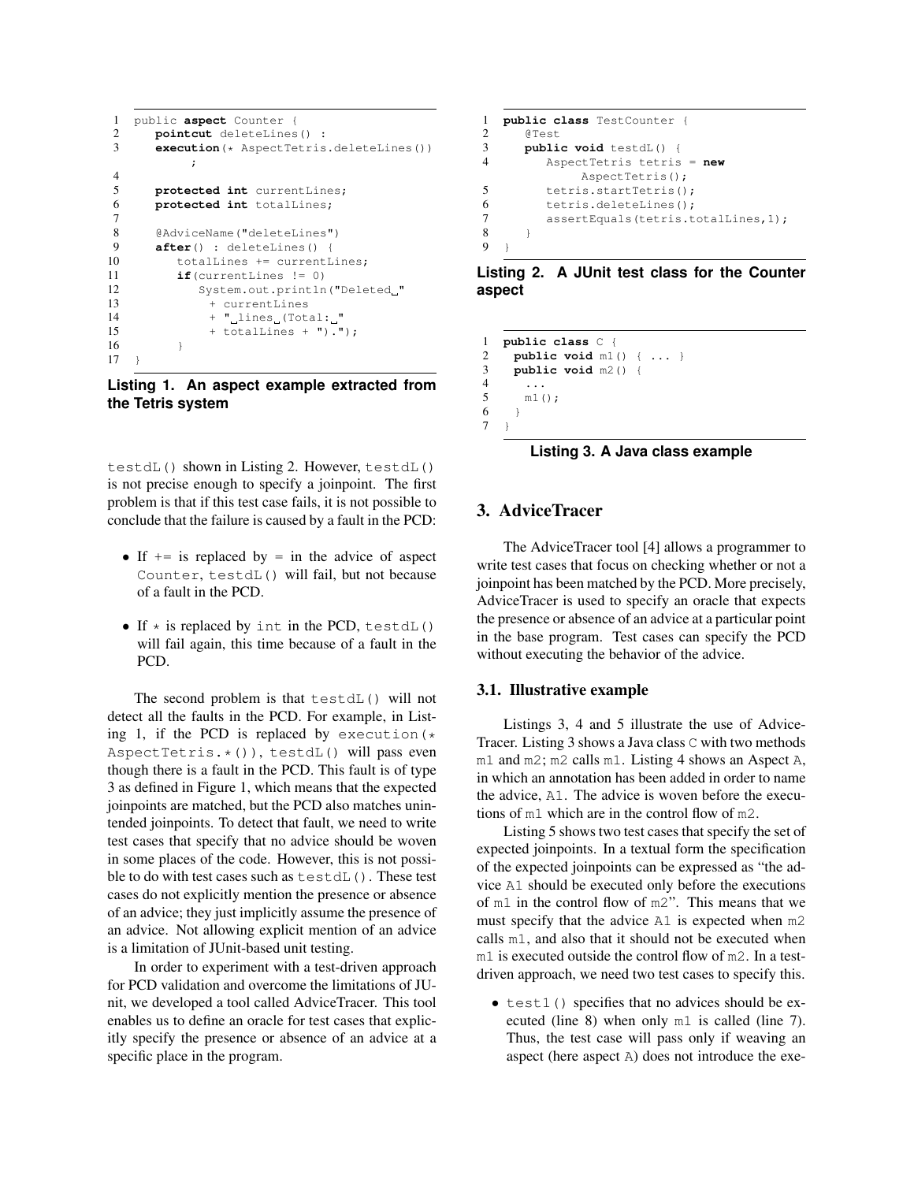```
1   public aspect Counter {
2      pointcut deleteLines() :
3      execution(* AspectTetris.deleteLines())
           ;
4
5      protected int currentLines;
6      protected int totalLines;
7
8      @AdviceName("deleteLines")
9      after() : deleteLines() {
10        totalLines += currentLines;
11        if(currentLines != 0)
12           System.out.println("Deleted "
13            + currentLines
14            + " lines (Total: "
15            + totalLines + ").");
16        }
17  }
```

**Listing 1. An aspect example extracted from the Tetris system**

testdL() shown in Listing 2. However, testdL() is not precise enough to specify a joinpoint. The first problem is that if this test case fails, it is not possible to conclude that the failure is caused by a fault in the PCD:

- If += is replaced by = in the advice of aspect Counter, testdL() will fail, but not because of a fault in the PCD.
- If * is replaced by int in the PCD, testdL() will fail again, this time because of a fault in the PCD.

The second problem is that testdL() will not detect all the faults in the PCD. For example, in Listing 1, if the PCD is replaced by execution(* AspectTetris.*()), testdL() will pass even though there is a fault in the PCD. This fault is of type 3 as defined in Figure 1, which means that the expected joinpoints are matched, but the PCD also matches unintended joinpoints. To detect that fault, we need to write test cases that specify that no advice should be woven in some places of the code. However, this is not possible to do with test cases such as testdL(). These test cases do not explicitly mention the presence or absence of an advice; they just implicitly assume the presence of an advice. Not allowing explicit mention of an advice is a limitation of JUnit-based unit testing.

In order to experiment with a test-driven approach for PCD validation and overcome the limitations of JUnit, we developed a tool called AdviceTracer. This tool enables us to define an oracle for test cases that explicitly specify the presence or absence of an advice at a specific place in the program.

```
1   public class TestCounter {
2      @Test
3      public void testdL() {
4         AspectTetris tetris = new
              AspectTetris();
5         tetris.startTetris();
6         tetris.deleteLines();
7         assertEquals(tetris.totalLines,1);
8      }
9   }
```

**Listing 2. A JUnit test class for the Counter aspect**

```
1   public class C {
2     public void m1() { ... }
3     public void m2() {
4       ...
5       m1();
6     }
7   }
```

**Listing 3. A Java class example**

## 3. AdviceTracer

The AdviceTracer tool [4] allows a programmer to write test cases that focus on checking whether or not a joinpoint has been matched by the PCD. More precisely, AdviceTracer is used to specify an oracle that expects the presence or absence of an advice at a particular point in the base program. Test cases can specify the PCD without executing the behavior of the advice.

### 3.1. Illustrative example

Listings 3, 4 and 5 illustrate the use of AdviceTracer. Listing 3 shows a Java class C with two methods m1 and m2; m2 calls m1. Listing 4 shows an Aspect A, in which an annotation has been added in order to name the advice, A1. The advice is woven before the executions of m1 which are in the control flow of m2.

Listing 5 shows two test cases that specify the set of expected joinpoints. In a textual form the specification of the expected joinpoints can be expressed as "the advice A1 should be executed only before the executions of m1 in the control flow of m2". This means that we must specify that the advice A1 is expected when m2 calls m1, and also that it should not be executed when m1 is executed outside the control flow of m2. In a test-driven approach, we need two test cases to specify this.

- test1() specifies that no advices should be executed (line 8) when only m1 is called (line 7). Thus, the test case will pass only if weaving an aspect (here aspect A) does not introduce the exe-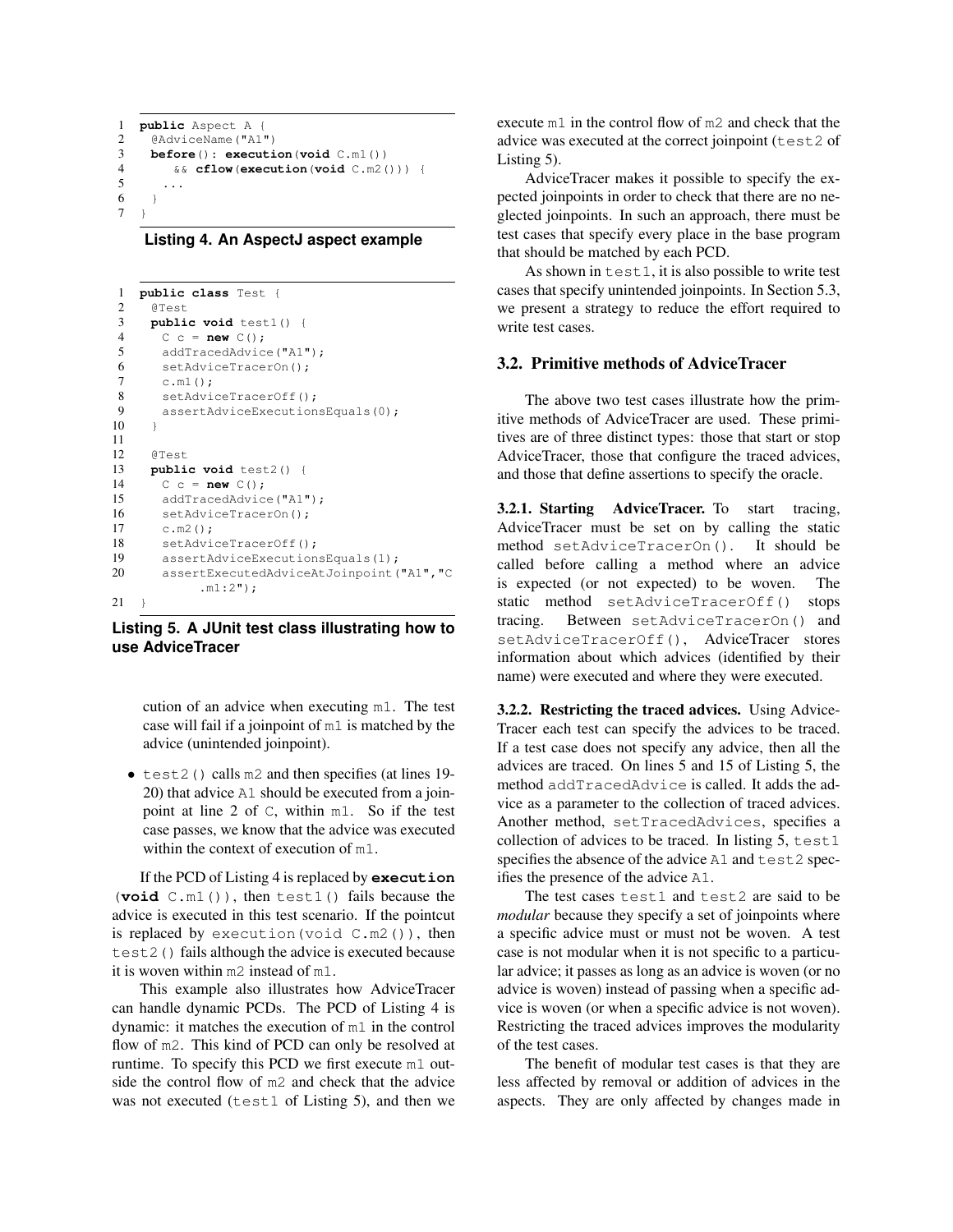```
1  public Aspect A {
2    @AdviceName("A1")
3    before(): execution(void C.m1())
4       && cflow(execution(void C.m2())) {
5      ...
6    }
7  }
```

**Listing 4. An AspectJ aspect example**

```
1  public class Test {
2    @Test
3    public void test1() {
4      C c = new C();
5      addTracedAdvice("A1");
6      setAdviceTracerOn();
7      c.m1();
8      setAdviceTracerOff();
9      assertAdviceExecutionsEquals(0);
10   }
11
12   @Test
13   public void test2() {
14     C c = new C();
15     addTracedAdvice("A1");
16     setAdviceTracerOn();
17     c.m2();
18     setAdviceTracerOff();
19     assertAdviceExecutionsEquals(1);
20     assertExecutedAdviceAtJoinpoint("A1","C
           .m1:2");
21 }
```

**Listing 5. A JUnit test class illustrating how to use AdviceTracer**

cution of an advice when executing m1. The test case will fail if a joinpoint of m1 is matched by the advice (unintended joinpoint).

- test2() calls m2 and then specifies (at lines 19-20) that advice A1 should be executed from a joinpoint at line 2 of C, within m1. So if the test case passes, we know that the advice was executed within the context of execution of m1.

If the PCD of Listing 4 is replaced by **execution** (**void** C.m1()), then test1() fails because the advice is executed in this test scenario. If the pointcut is replaced by execution(void C.m2()), then test2() fails although the advice is executed because it is woven within m2 instead of m1.

This example also illustrates how AdviceTracer can handle dynamic PCDs. The PCD of Listing 4 is dynamic: it matches the execution of m1 in the control flow of m2. This kind of PCD can only be resolved at runtime. To specify this PCD we first execute m1 outside the control flow of m2 and check that the advice was not executed (test1 of Listing 5), and then we execute m1 in the control flow of m2 and check that the advice was executed at the correct joinpoint (test2 of Listing 5).

AdviceTracer makes it possible to specify the expected joinpoints in order to check that there are no neglected joinpoints. In such an approach, there must be test cases that specify every place in the base program that should be matched by each PCD.

As shown in test1, it is also possible to write test cases that specify unintended joinpoints. In Section 5.3, we present a strategy to reduce the effort required to write test cases.

### 3.2. Primitive methods of AdviceTracer

The above two test cases illustrate how the primitive methods of AdviceTracer are used. These primitives are of three distinct types: those that start or stop AdviceTracer, those that configure the traced advices, and those that define assertions to specify the oracle.

**3.2.1. Starting AdviceTracer.** To start tracing, AdviceTracer must be set on by calling the static method setAdviceTracerOn(). It should be called before calling a method where an advice is expected (or not expected) to be woven. The static method setAdviceTracerOff() stops tracing. Between setAdviceTracerOn() and setAdviceTracerOff(), AdviceTracer stores information about which advices (identified by their name) were executed and where they were executed.

**3.2.2. Restricting the traced advices.** Using AdviceTracer each test can specify the advices to be traced. If a test case does not specify any advice, then all the advices are traced. On lines 5 and 15 of Listing 5, the method addTracedAdvice is called. It adds the advice as a parameter to the collection of traced advices. Another method, setTracedAdvices, specifies a collection of advices to be traced. In listing 5, test1 specifies the absence of the advice A1 and test2 specifies the presence of the advice A1.

The test cases test1 and test2 are said to be *modular* because they specify a set of joinpoints where a specific advice must or must not be woven. A test case is not modular when it is not specific to a particular advice; it passes as long as an advice is woven (or no advice is woven) instead of passing when a specific advice is woven (or when a specific advice is not woven). Restricting the traced advices improves the modularity of the test cases.

The benefit of modular test cases is that they are less affected by removal or addition of advices in the aspects. They are only affected by changes made in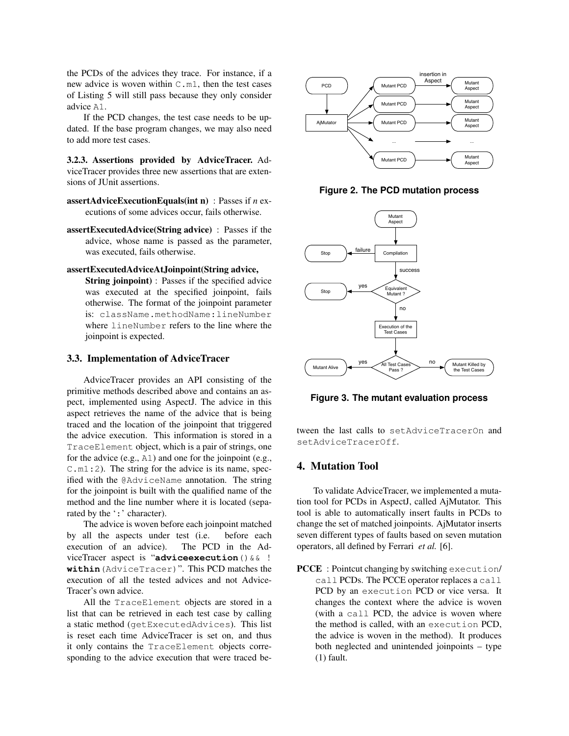the PCDs of the advices they trace. For instance, if a new advice is woven within `C.m1`, then the test cases of Listing 5 will still pass because they only consider advice `A1`.

If the PCD changes, the test case needs to be updated. If the base program changes, we may also need to add more test cases.

**3.2.3. Assertions provided by AdviceTracer.** AdviceTracer provides three new assertions that are extensions of JUnit assertions.

**assertAdviceExecutionEquals(int n)** : Passes if *n* executions of some advices occur, fails otherwise.

**assertExecutedAdvice(String advice)** : Passes if the advice, whose name is passed as the parameter, was executed, fails otherwise.

**assertExecutedAdviceAtJoinpoint(String advice, String joinpoint)** : Passes if the specified advice was executed at the specified joinpoint, fails otherwise. The format of the joinpoint parameter is: `className.methodName:lineNumber` where `lineNumber` refers to the line where the joinpoint is expected.

### 3.3. Implementation of AdviceTracer

AdviceTracer provides an API consisting of the primitive methods described above and contains an aspect, implemented using AspectJ. The advice in this aspect retrieves the name of the advice that is being traced and the location of the joinpoint that triggered the advice execution. This information is stored in a `TraceElement` object, which is a pair of strings, one for the advice (e.g., `A1`) and one for the joinpoint (e.g., `C.m1:2`). The string for the advice is its name, specified with the `@AdviceName` annotation. The string for the joinpoint is built with the qualified name of the method and the line number where it is located (separated by the '`:`' character).

The advice is woven before each joinpoint matched by all the aspects under test (i.e. before each execution of an advice). The PCD in the AdviceTracer aspect is "**`adviceexecution`**`() && !` **`within`**`(AdviceTracer)`". This PCD matches the execution of all the tested advices and not AdviceTracer's own advice.

All the `TraceElement` objects are stored in a list that can be retrieved in each test case by calling a static method (`getExecutedAdvices`). This list is reset each time AdviceTracer is set on, and thus it only contains the `TraceElement` objects corresponding to the advice execution that were traced between the last calls to `setAdviceTracerOn` and `setAdviceTracerOff`.

**Figure 2. The PCD mutation process**

**Figure 3. The mutant evaluation process**

## 4. Mutation Tool

To validate AdviceTracer, we implemented a mutation tool for PCDs in AspectJ, called AjMutator. This tool is able to automatically insert faults in PCDs to change the set of matched joinpoints. AjMutator inserts seven different types of faults based on seven mutation operators, all defined by Ferrari *et al.* [6].

**PCCE** : Pointcut changing by switching `execution`/`call` PCDs. The PCCE operator replaces a `call` PCD by an `execution` PCD or vice versa. It changes the context where the advice is woven (with a `call` PCD, the advice is woven where the method is called, with an `execution` PCD, the advice is woven in the method). It produces both neglected and unintended joinpoints – type (1) fault.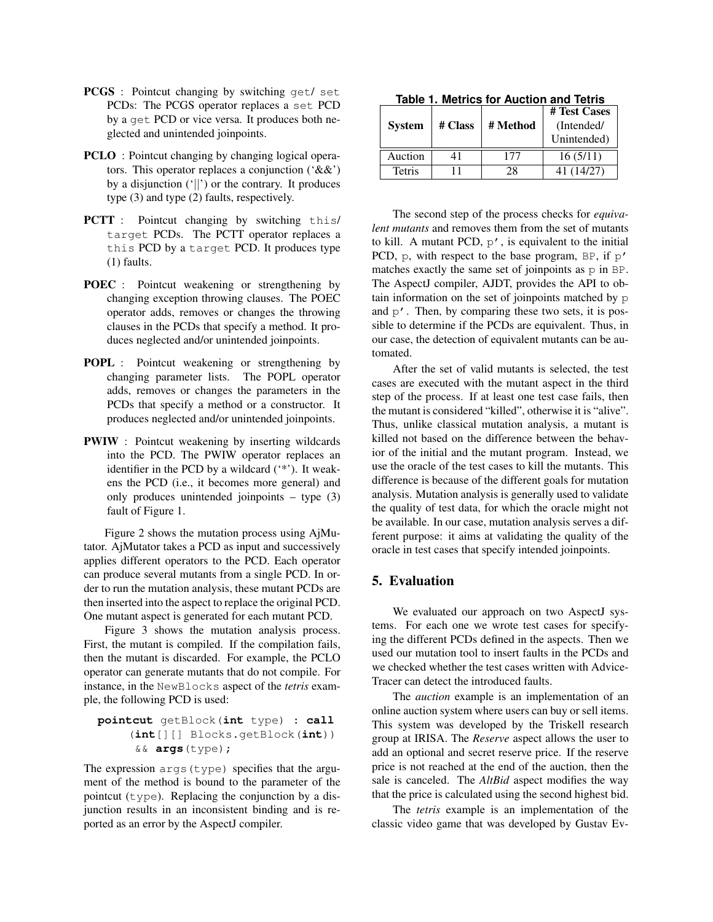**PCGS** : Pointcut changing by switching get/ set PCDs: The PCGS operator replaces a set PCD by a get PCD or vice versa. It produces both neglected and unintended joinpoints.

**PCLO** : Pointcut changing by changing logical operators. This operator replaces a conjunction ('&&') by a disjunction ('||') or the contrary. It produces type (3) and type (2) faults, respectively.

**PCTT** : Pointcut changing by switching this/ target PCDs. The PCTT operator replaces a this PCD by a target PCD. It produces type (1) faults.

**POEC** : Pointcut weakening or strengthening by changing exception throwing clauses. The POEC operator adds, removes or changes the throwing clauses in the PCDs that specify a method. It produces neglected and/or unintended joinpoints.

**POPL** : Pointcut weakening or strengthening by changing parameter lists. The POPL operator adds, removes or changes the parameters in the PCDs that specify a method or a constructor. It produces neglected and/or unintended joinpoints.

**PWIW** : Pointcut weakening by inserting wildcards into the PCD. The PWIW operator replaces an identifier in the PCD by a wildcard ('*'). It weakens the PCD (i.e., it becomes more general) and only produces unintended joinpoints – type (3) fault of Figure 1.

Figure 2 shows the mutation process using AjMutator. AjMutator takes a PCD as input and successively applies different operators to the PCD. Each operator can produce several mutants from a single PCD. In order to run the mutation analysis, these mutant PCDs are then inserted into the aspect to replace the original PCD. One mutant aspect is generated for each mutant PCD.

Figure 3 shows the mutation analysis process. First, the mutant is compiled. If the compilation fails, then the mutant is discarded. For example, the PCLO operator can generate mutants that do not compile. For instance, in the NewBlocks aspect of the *tetris* example, the following PCD is used:

```
pointcut getBlock(int type) : call
    (int[][] Blocks.getBlock(int))
     && args(type);
```

The expression args(type) specifies that the argument of the method is bound to the parameter of the pointcut (type). Replacing the conjunction by a disjunction results in an inconsistent binding and is reported as an error by the AspectJ compiler.

**Table 1. Metrics for Auction and Tetris**

| System | # Class | # Method | # Test Cases (Intended/ Unintended) |
|---|---|---|---|
| Auction | 41 | 177 | 16 (5/11) |
| Tetris | 11 | 28 | 41 (14/27) |

The second step of the process checks for *equivalent mutants* and removes them from the set of mutants to kill. A mutant PCD, p', is equivalent to the initial PCD, p, with respect to the base program, BP, if p' matches exactly the same set of joinpoints as p in BP. The AspectJ compiler, AJDT, provides the API to obtain information on the set of joinpoints matched by p and p'. Then, by comparing these two sets, it is possible to determine if the PCDs are equivalent. Thus, in our case, the detection of equivalent mutants can be automated.

After the set of valid mutants is selected, the test cases are executed with the mutant aspect in the third step of the process. If at least one test case fails, then the mutant is considered "killed", otherwise it is "alive". Thus, unlike classical mutation analysis, a mutant is killed not based on the difference between the behavior of the initial and the mutant program. Instead, we use the oracle of the test cases to kill the mutants. This difference is because of the different goals for mutation analysis. Mutation analysis is generally used to validate the quality of test data, for which the oracle might not be available. In our case, mutation analysis serves a different purpose: it aims at validating the quality of the oracle in test cases that specify intended joinpoints.

## 5. Evaluation

We evaluated our approach on two AspectJ systems. For each one we wrote test cases for specifying the different PCDs defined in the aspects. Then we used our mutation tool to insert faults in the PCDs and we checked whether the test cases written with AdviceTracer can detect the introduced faults.

The *auction* example is an implementation of an online auction system where users can buy or sell items. This system was developed by the Triskell research group at IRISA. The *Reserve* aspect allows the user to add an optional and secret reserve price. If the reserve price is not reached at the end of the auction, then the sale is canceled. The *AltBid* aspect modifies the way that the price is calculated using the second highest bid.

The *tetris* example is an implementation of the classic video game that was developed by Gustav Ev-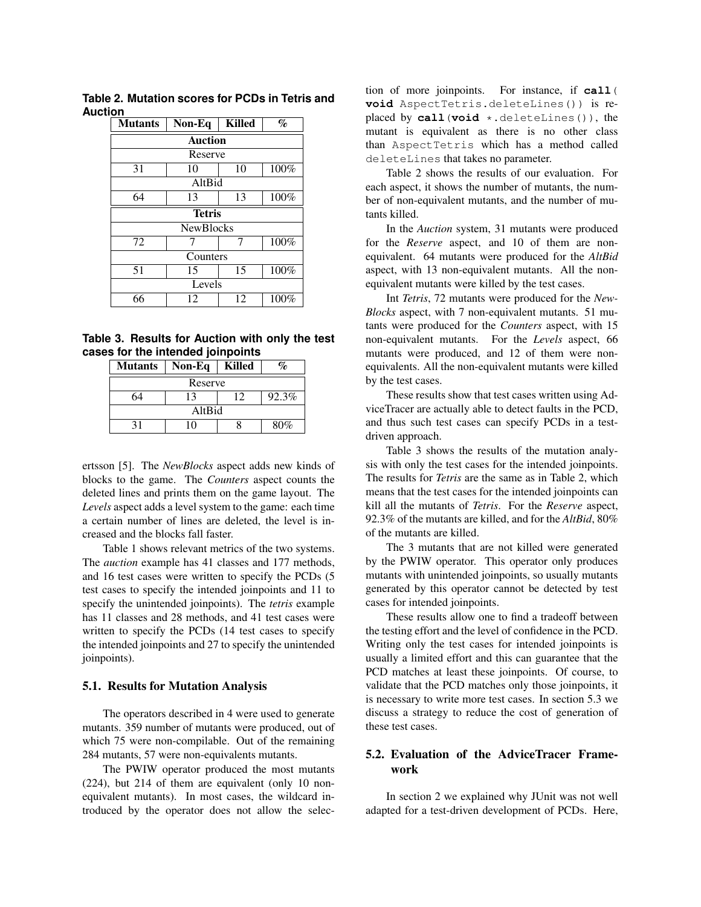**Table 2. Mutation scores for PCDs in Tetris and Auction**

| Mutants | Non-Eq | Killed | % |
|---|---|---|---|
| **Auction** | | | |
| Reserve | | | |
| 31 | 10 | 10 | 100% |
| AltBid | | | |
| 64 | 13 | 13 | 100% |
| **Tetris** | | | |
| NewBlocks | | | |
| 72 | 7 | 7 | 100% |
| Counters | | | |
| 51 | 15 | 15 | 100% |
| Levels | | | |
| 66 | 12 | 12 | 100% |

**Table 3. Results for Auction with only the test cases for the intended joinpoints**

| Mutants | Non-Eq | Killed | % |
|---|---|---|---|
| Reserve | | | |
| 64 | 13 | 12 | 92.3% |
| AltBid | | | |
| 31 | 10 | 8 | 80% |

ertsson [5]. The *NewBlocks* aspect adds new kinds of blocks to the game. The *Counters* aspect counts the deleted lines and prints them on the game layout. The *Levels* aspect adds a level system to the game: each time a certain number of lines are deleted, the level is increased and the blocks fall faster.

Table 1 shows relevant metrics of the two systems. The *auction* example has 41 classes and 177 methods, and 16 test cases were written to specify the PCDs (5 test cases to specify the intended joinpoints and 11 to specify the unintended joinpoints). The *tetris* example has 11 classes and 28 methods, and 41 test cases were written to specify the PCDs (14 test cases to specify the intended joinpoints and 27 to specify the unintended joinpoints).

### 5.1. Results for Mutation Analysis

The operators described in 4 were used to generate mutants. 359 number of mutants were produced, out of which 75 were non-compilable. Out of the remaining 284 mutants, 57 were non-equivalents mutants.

The PWIW operator produced the most mutants (224), but 214 of them are equivalent (only 10 non-equivalent mutants). In most cases, the wildcard introduced by the operator does not allow the selection of more joinpoints. For instance, if `call(void AspectTetris.deleteLines())` is replaced by `call(void *.deleteLines())`, the mutant is equivalent as there is no other class than `AspectTetris` which has a method called `deleteLines` that takes no parameter.

Table 2 shows the results of our evaluation. For each aspect, it shows the number of mutants, the number of non-equivalent mutants, and the number of mutants killed.

In the *Auction* system, 31 mutants were produced for the *Reserve* aspect, and 10 of them are non-equivalent. 64 mutants were produced for the *AltBid* aspect, with 13 non-equivalent mutants. All the non-equivalent mutants were killed by the test cases.

Int *Tetris*, 72 mutants were produced for the *NewBlocks* aspect, with 7 non-equivalent mutants. 51 mutants were produced for the *Counters* aspect, with 15 non-equivalent mutants. For the *Levels* aspect, 66 mutants were produced, and 12 of them were non-equivalents. All the non-equivalent mutants were killed by the test cases.

These results show that test cases written using AdviceTracer are actually able to detect faults in the PCD, and thus such test cases can specify PCDs in a test-driven approach.

Table 3 shows the results of the mutation analysis with only the test cases for the intended joinpoints. The results for *Tetris* are the same as in Table 2, which means that the test cases for the intended joinpoints can kill all the mutants of *Tetris*. For the *Reserve* aspect, 92.3% of the mutants are killed, and for the *AltBid*, 80% of the mutants are killed.

The 3 mutants that are not killed were generated by the PWIW operator. This operator only produces mutants with unintended joinpoints, so usually mutants generated by this operator cannot be detected by test cases for intended joinpoints.

These results allow one to find a tradeoff between the testing effort and the level of confidence in the PCD. Writing only the test cases for intended joinpoints is usually a limited effort and this can guarantee that the PCD matches at least these joinpoints. Of course, to validate that the PCD matches only those joinpoints, it is necessary to write more test cases. In section 5.3 we discuss a strategy to reduce the cost of generation of these test cases.

### 5.2. Evaluation of the AdviceTracer Framework

In section 2 we explained why JUnit was not well adapted for a test-driven development of PCDs. Here,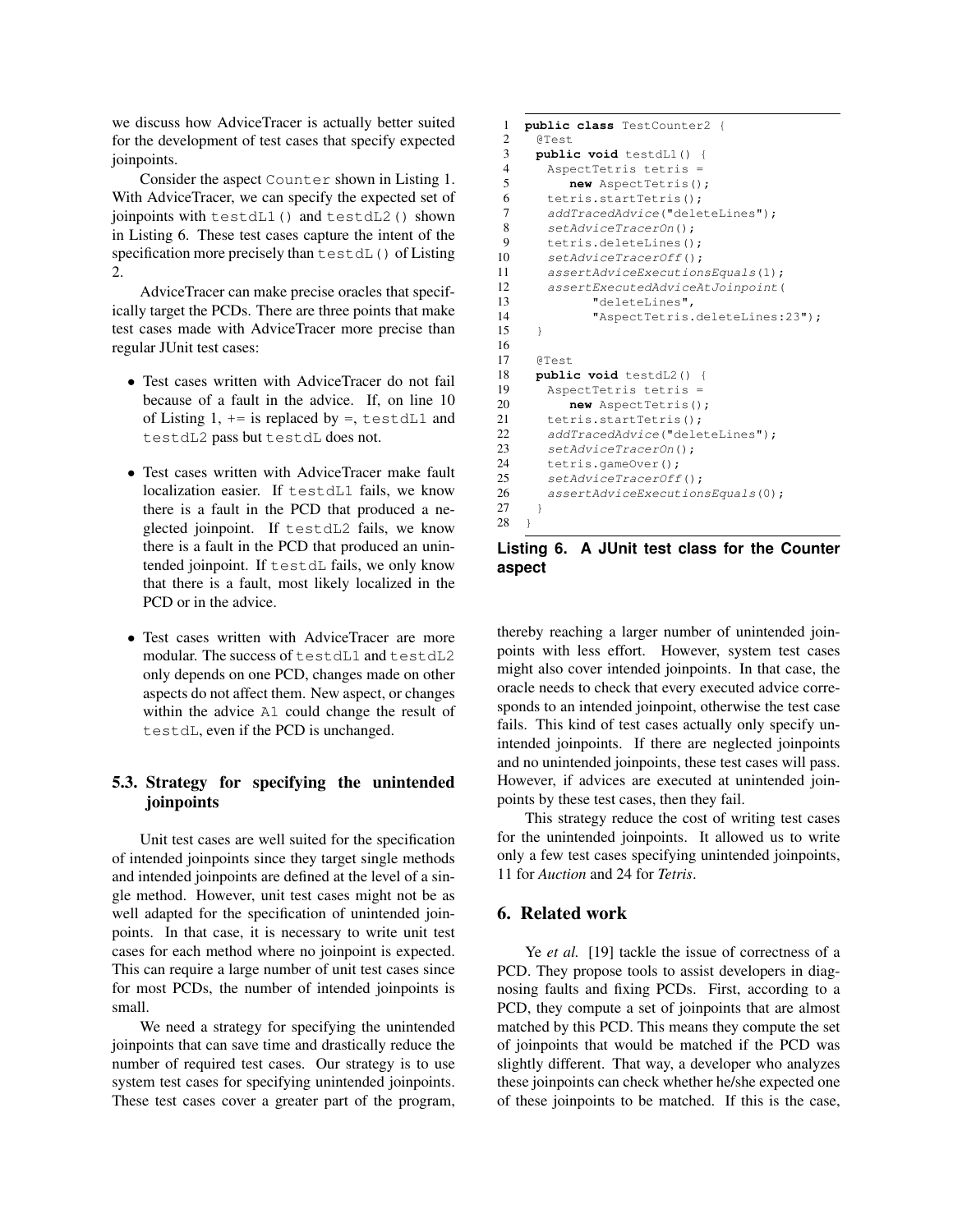we discuss how AdviceTracer is actually better suited for the development of test cases that specify expected joinpoints.

Consider the aspect `Counter` shown in Listing 1. With AdviceTracer, we can specify the expected set of joinpoints with `testdL1()` and `testdL2()` shown in Listing 6. These test cases capture the intent of the specification more precisely than `testdL()` of Listing 2.

AdviceTracer can make precise oracles that specifically target the PCDs. There are three points that make test cases made with AdviceTracer more precise than regular JUnit test cases:

- Test cases written with AdviceTracer do not fail because of a fault in the advice. If, on line 10 of Listing 1, += is replaced by =, `testdL1` and `testdL2` pass but `testdL` does not.
- Test cases written with AdviceTracer make fault localization easier. If `testdL1` fails, we know there is a fault in the PCD that produced a neglected joinpoint. If `testdL2` fails, we know there is a fault in the PCD that produced an unintended joinpoint. If `testdL` fails, we only know that there is a fault, most likely localized in the PCD or in the advice.
- Test cases written with AdviceTracer are more modular. The success of `testdL1` and `testdL2` only depends on one PCD, changes made on other aspects do not affect them. New aspect, or changes within the advice `A1` could change the result of `testdL`, even if the PCD is unchanged.

```
1  public class TestCounter2 {
2   @Test
3   public void testdL1() {
4     AspectTetris tetris =
5        new AspectTetris();
6     tetris.startTetris();
7     addTracedAdvice("deleteLines");
8     setAdviceTracerOn();
9     tetris.deleteLines();
10    setAdviceTracerOff();
11    assertAdviceExecutionsEquals(1);
12    assertExecutedAdviceAtJoinpoint(
13           "deleteLines",
14           "AspectTetris.deleteLines:23");
15   }
16
17   @Test
18   public void testdL2() {
19     AspectTetris tetris =
20        new AspectTetris();
21     tetris.startTetris();
22     addTracedAdvice("deleteLines");
23     setAdviceTracerOn();
24     tetris.gameOver();
25     setAdviceTracerOff();
26     assertAdviceExecutionsEquals(0);
27   }
28 }
```

**Listing 6. A JUnit test class for the Counter aspect**

### 5.3. Strategy for specifying the unintended joinpoints

Unit test cases are well suited for the specification of intended joinpoints since they target single methods and intended joinpoints are defined at the level of a single method. However, unit test cases might not be as well adapted for the specification of unintended joinpoints. In that case, it is necessary to write unit test cases for each method where no joinpoint is expected. This can require a large number of unit test cases since for most PCDs, the number of intended joinpoints is small.

We need a strategy for specifying the unintended joinpoints that can save time and drastically reduce the number of required test cases. Our strategy is to use system test cases for specifying unintended joinpoints. These test cases cover a greater part of the program, thereby reaching a larger number of unintended joinpoints with less effort. However, system test cases might also cover intended joinpoints. In that case, the oracle needs to check that every executed advice corresponds to an intended joinpoint, otherwise the test case fails. This kind of test cases actually only specify unintended joinpoints. If there are neglected joinpoints and no unintended joinpoints, these test cases will pass. However, if advices are executed at unintended joinpoints by these test cases, then they fail.

This strategy reduce the cost of writing test cases for the unintended joinpoints. It allowed us to write only a few test cases specifying unintended joinpoints, 11 for *Auction* and 24 for *Tetris*.

## 6. Related work

Ye *et al.* [19] tackle the issue of correctness of a PCD. They propose tools to assist developers in diagnosing faults and fixing PCDs. First, according to a PCD, they compute a set of joinpoints that are almost matched by this PCD. This means they compute the set of joinpoints that would be matched if the PCD was slightly different. That way, a developer who analyzes these joinpoints can check whether he/she expected one of these joinpoints to be matched. If this is the case,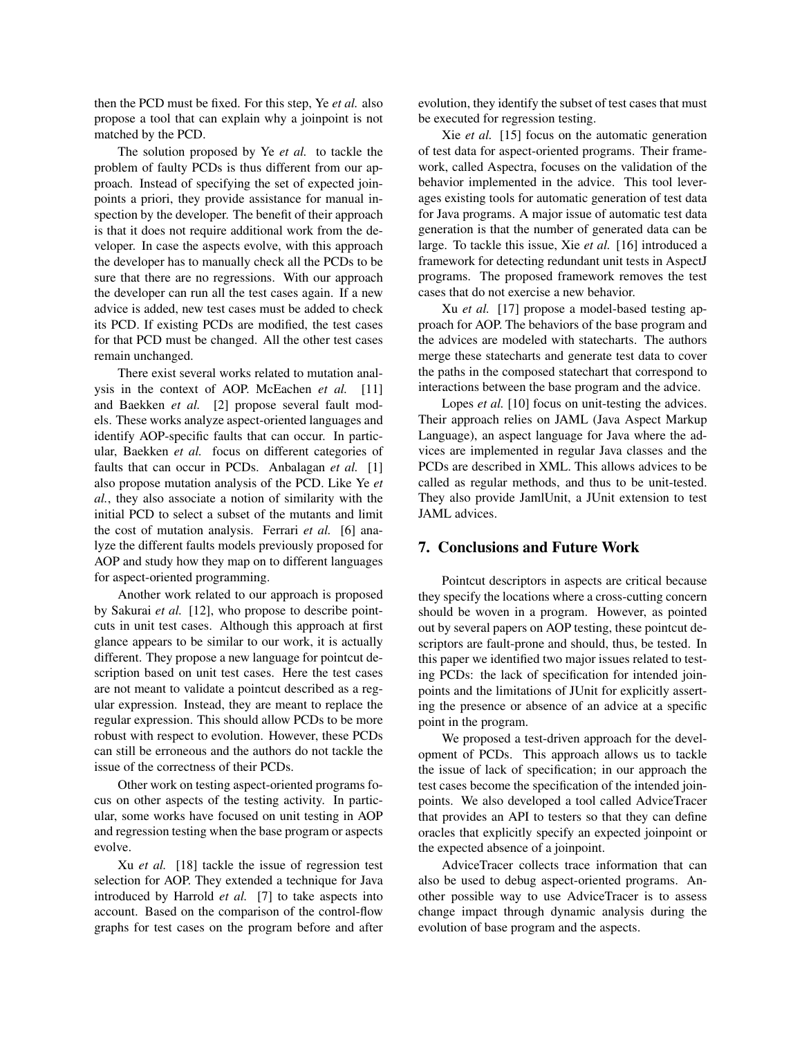then the PCD must be fixed. For this step, Ye *et al.* also propose a tool that can explain why a joinpoint is not matched by the PCD.

The solution proposed by Ye *et al.* to tackle the problem of faulty PCDs is thus different from our approach. Instead of specifying the set of expected joinpoints a priori, they provide assistance for manual inspection by the developer. The benefit of their approach is that it does not require additional work from the developer. In case the aspects evolve, with this approach the developer has to manually check all the PCDs to be sure that there are no regressions. With our approach the developer can run all the test cases again. If a new advice is added, new test cases must be added to check its PCD. If existing PCDs are modified, the test cases for that PCD must be changed. All the other test cases remain unchanged.

There exist several works related to mutation analysis in the context of AOP. McEachen *et al.* [11] and Baekken *et al.* [2] propose several fault models. These works analyze aspect-oriented languages and identify AOP-specific faults that can occur. In particular, Baekken *et al.* focus on different categories of faults that can occur in PCDs. Anbalagan *et al.* [1] also propose mutation analysis of the PCD. Like Ye *et al.*, they also associate a notion of similarity with the initial PCD to select a subset of the mutants and limit the cost of mutation analysis. Ferrari *et al.* [6] analyze the different faults models previously proposed for AOP and study how they map on to different languages for aspect-oriented programming.

Another work related to our approach is proposed by Sakurai *et al.* [12], who propose to describe pointcuts in unit test cases. Although this approach at first glance appears to be similar to our work, it is actually different. They propose a new language for pointcut description based on unit test cases. Here the test cases are not meant to validate a pointcut described as a regular expression. Instead, they are meant to replace the regular expression. This should allow PCDs to be more robust with respect to evolution. However, these PCDs can still be erroneous and the authors do not tackle the issue of the correctness of their PCDs.

Other work on testing aspect-oriented programs focus on other aspects of the testing activity. In particular, some works have focused on unit testing in AOP and regression testing when the base program or aspects evolve.

Xu *et al.* [18] tackle the issue of regression test selection for AOP. They extended a technique for Java introduced by Harrold *et al.* [7] to take aspects into account. Based on the comparison of the control-flow graphs for test cases on the program before and after evolution, they identify the subset of test cases that must be executed for regression testing.

Xie *et al.* [15] focus on the automatic generation of test data for aspect-oriented programs. Their framework, called Aspectra, focuses on the validation of the behavior implemented in the advice. This tool leverages existing tools for automatic generation of test data for Java programs. A major issue of automatic test data generation is that the number of generated data can be large. To tackle this issue, Xie *et al.* [16] introduced a framework for detecting redundant unit tests in AspectJ programs. The proposed framework removes the test cases that do not exercise a new behavior.

Xu *et al.* [17] propose a model-based testing approach for AOP. The behaviors of the base program and the advices are modeled with statecharts. The authors merge these statecharts and generate test data to cover the paths in the composed statechart that correspond to interactions between the base program and the advice.

Lopes *et al.* [10] focus on unit-testing the advices. Their approach relies on JAML (Java Aspect Markup Language), an aspect language for Java where the advices are implemented in regular Java classes and the PCDs are described in XML. This allows advices to be called as regular methods, and thus to be unit-tested. They also provide JamlUnit, a JUnit extension to test JAML advices.

## 7. Conclusions and Future Work

Pointcut descriptors in aspects are critical because they specify the locations where a cross-cutting concern should be woven in a program. However, as pointed out by several papers on AOP testing, these pointcut descriptors are fault-prone and should, thus, be tested. In this paper we identified two major issues related to testing PCDs: the lack of specification for intended joinpoints and the limitations of JUnit for explicitly asserting the presence or absence of an advice at a specific point in the program.

We proposed a test-driven approach for the development of PCDs. This approach allows us to tackle the issue of lack of specification; in our approach the test cases become the specification of the intended joinpoints. We also developed a tool called AdviceTracer that provides an API to testers so that they can define oracles that explicitly specify an expected joinpoint or the expected absence of a joinpoint.

AdviceTracer collects trace information that can also be used to debug aspect-oriented programs. Another possible way to use AdviceTracer is to assess change impact through dynamic analysis during the evolution of base program and the aspects.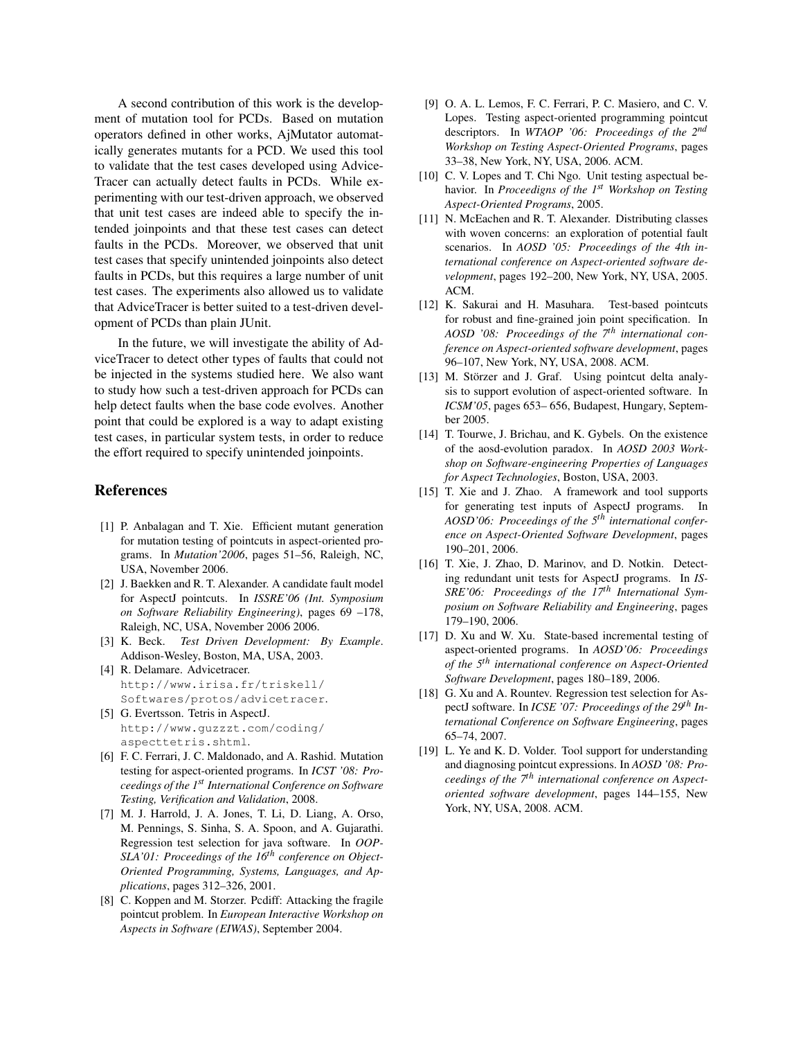A second contribution of this work is the development of mutation tool for PCDs. Based on mutation operators defined in other works, AjMutator automatically generates mutants for a PCD. We used this tool to validate that the test cases developed using AdviceTracer can actually detect faults in PCDs. While experimenting with our test-driven approach, we observed that unit test cases are indeed able to specify the intended joinpoints and that these test cases can detect faults in the PCDs. Moreover, we observed that unit test cases that specify unintended joinpoints also detect faults in PCDs, but this requires a large number of unit test cases. The experiments also allowed us to validate that AdviceTracer is better suited to a test-driven development of PCDs than plain JUnit.

In the future, we will investigate the ability of AdviceTracer to detect other types of faults that could not be injected in the systems studied here. We also want to study how such a test-driven approach for PCDs can help detect faults when the base code evolves. Another point that could be explored is a way to adapt existing test cases, in particular system tests, in order to reduce the effort required to specify unintended joinpoints.

## References

[1] P. Anbalagan and T. Xie. Efficient mutant generation for mutation testing of pointcuts in aspect-oriented programs. In *Mutation'2006*, pages 51–56, Raleigh, NC, USA, November 2006.

[2] J. Baekken and R. T. Alexander. A candidate fault model for AspectJ pointcuts. In *ISSRE'06 (Int. Symposium on Software Reliability Engineering)*, pages 69 –178, Raleigh, NC, USA, November 2006 2006.

[3] K. Beck. *Test Driven Development: By Example*. Addison-Wesley, Boston, MA, USA, 2003.

[4] R. Delamare. Advicetracer. http://www.irisa.fr/triskell/Softwares/protos/advicetracer.

[5] G. Evertsson. Tetris in AspectJ. http://www.guzzzt.com/coding/aspecttetris.shtml.

[6] F. C. Ferrari, J. C. Maldonado, and A. Rashid. Mutation testing for aspect-oriented programs. In *ICST '08: Proceedings of the 1st International Conference on Software Testing, Verification and Validation*, 2008.

[7] M. J. Harrold, J. A. Jones, T. Li, D. Liang, A. Orso, M. Pennings, S. Sinha, S. A. Spoon, and A. Gujarathi. Regression test selection for java software. In *OOPSLA'01: Proceedings of the 16th conference on Object-Oriented Programming, Systems, Languages, and Applications*, pages 312–326, 2001.

[8] C. Koppen and M. Storzer. Pcdiff: Attacking the fragile pointcut problem. In *European Interactive Workshop on Aspects in Software (EIWAS)*, September 2004.

[9] O. A. L. Lemos, F. C. Ferrari, P. C. Masiero, and C. V. Lopes. Testing aspect-oriented programming pointcut descriptors. In *WTAOP '06: Proceedings of the 2nd Workshop on Testing Aspect-Oriented Programs*, pages 33–38, New York, NY, USA, 2006. ACM.

[10] C. V. Lopes and T. Chi Ngo. Unit testing aspectual behavior. In *Proceedigns of the 1st Workshop on Testing Aspect-Oriented Programs*, 2005.

[11] N. McEachen and R. T. Alexander. Distributing classes with woven concerns: an exploration of potential fault scenarios. In *AOSD '05: Proceedings of the 4th international conference on Aspect-oriented software development*, pages 192–200, New York, NY, USA, 2005. ACM.

[12] K. Sakurai and H. Masuhara. Test-based pointcuts for robust and fine-grained join point specification. In *AOSD '08: Proceedings of the 7th international conference on Aspect-oriented software development*, pages 96–107, New York, NY, USA, 2008. ACM.

[13] M. Störzer and J. Graf. Using pointcut delta analysis to support evolution of aspect-oriented software. In *ICSM'05*, pages 653– 656, Budapest, Hungary, September 2005.

[14] T. Tourwe, J. Brichau, and K. Gybels. On the existence of the aosd-evolution paradox. In *AOSD 2003 Workshop on Software-engineering Properties of Languages for Aspect Technologies*, Boston, USA, 2003.

[15] T. Xie and J. Zhao. A framework and tool supports for generating test inputs of AspectJ programs. In *AOSD'06: Proceedings of the 5th international conference on Aspect-Oriented Software Development*, pages 190–201, 2006.

[16] T. Xie, J. Zhao, D. Marinov, and D. Notkin. Detecting redundant unit tests for AspectJ programs. In *ISSRE'06: Proceedings of the 17th International Symposium on Software Reliability and Engineering*, pages 179–190, 2006.

[17] D. Xu and W. Xu. State-based incremental testing of aspect-oriented programs. In *AOSD'06: Proceedings of the 5th international conference on Aspect-Oriented Software Development*, pages 180–189, 2006.

[18] G. Xu and A. Rountev. Regression test selection for AspectJ software. In *ICSE '07: Proceedings of the 29th International Conference on Software Engineering*, pages 65–74, 2007.

[19] L. Ye and K. D. Volder. Tool support for understanding and diagnosing pointcut expressions. In *AOSD '08: Proceedings of the 7th international conference on Aspect-oriented software development*, pages 144–155, New York, NY, USA, 2008. ACM.